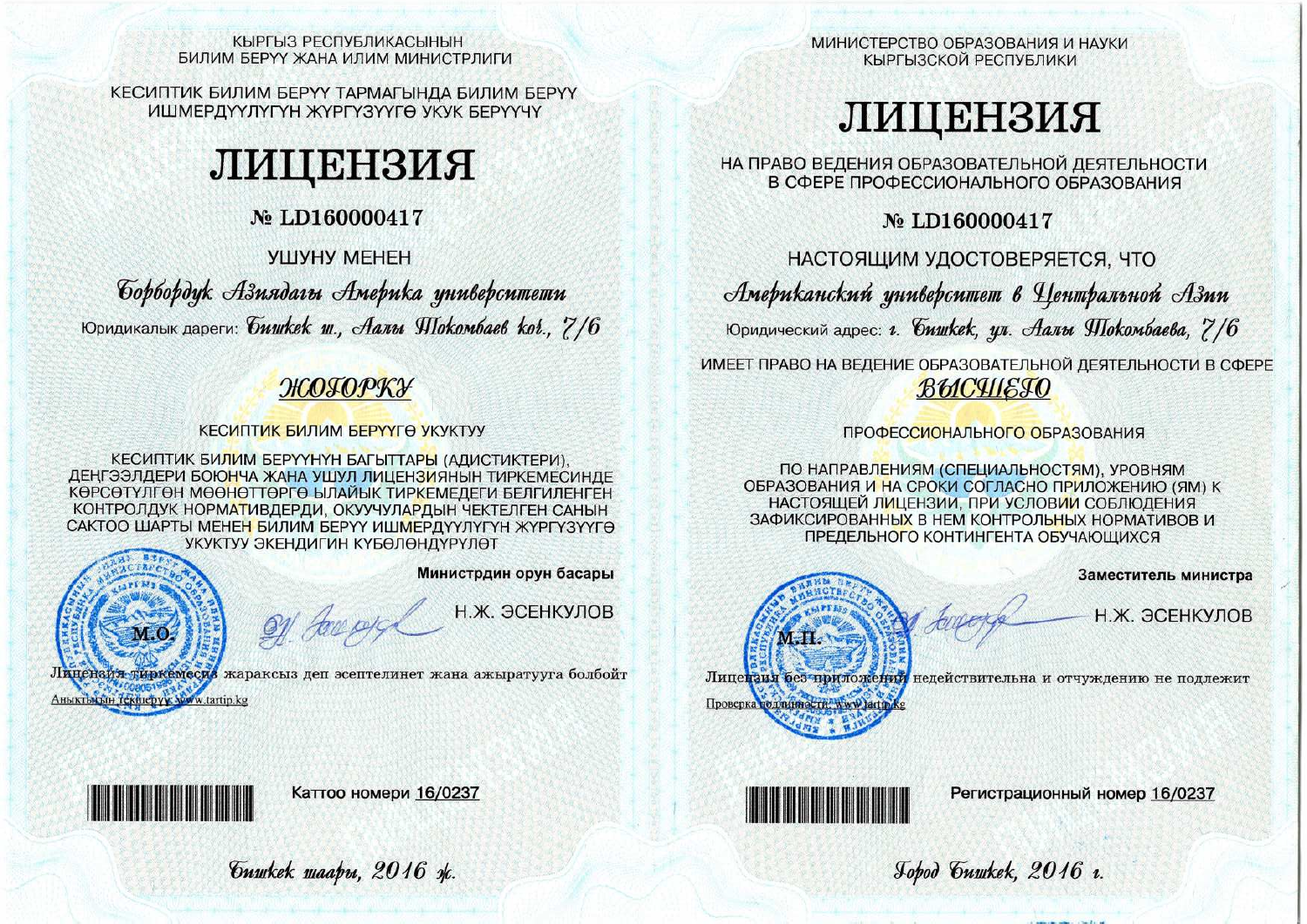КЫРГЫЗ РЕСПУБЛИКАСЫНЫН
БИЛИМ БЕРҮҮ ЖАНА ИЛИМ МИНИСТРЛИГИ

КЕСИПТИК БИЛИМ БЕРҮҮ ТАРМАГЫНДА БИЛИМ БЕРҮҮ ИШМЕРДҮҮЛҮГҮН ЖҮРГҮЗҮҮГӨ УКУК БЕРҮҮЧҮ

# ЛИЦЕНЗИЯ

**№ LD160000417**

УШУНУ МЕНЕН

*Борбордук Азиядагы Америка университети*

Юридикалык дареги: *Бишкек ш., Аалы Токомбаев көч., 7/6*

***ЖОГОРКУ***

КЕСИПТИК БИЛИМ БЕРҮҮГӨ УКУКТУУ

КЕСИПТИК БИЛИМ БЕРҮҮНҮН БАГЫТТАРЫ (АДИСТИКТЕРИ), ДЕҢГЭЭЛДЕРИ БОЮНЧА ЖАНА УШУЛ ЛИЦЕНЗИЯНЫН ТИРКЕМЕСИНДЕ КӨРСӨТҮЛГӨН МӨӨНӨТТӨРГӨ ЫЛАЙЫК ТИРКЕМЕДЕГИ БЕЛГИЛЕНГЕН КОНТРОЛДУК НОРМАТИВДЕРДИ, ОКУУЧУЛАРДЫН ЧЕКТЕЛГЕН САНЫН САКТОО ШАРТЫ МЕНЕН БИЛИМ БЕРҮҮ ИШМЕРДҮҮЛҮГҮН ЖҮРГҮЗҮҮГӨ УКУКТУУ ЭКЕНДИГИН КҮБӨЛӨНДҮРҮЛӨТ

**Министрдин орун басары**

М.О. — Н.Ж. ЭСЕНКУЛОВ

Лицензия тиркемесиз жараксыз деп эсептелинет жана ажыратууга болбойт

Аныктыгын текшерүү: www.tartip.kg

Каттоо номери 16/0237

*Бишкек шаары, 2016 ж.*

---

МИНИСТЕРСТВО ОБРАЗОВАНИЯ И НАУКИ
КЫРГЫЗСКОЙ РЕСПУБЛИКИ

# ЛИЦЕНЗИЯ

НА ПРАВО ВЕДЕНИЯ ОБРАЗОВАТЕЛЬНОЙ ДЕЯТЕЛЬНОСТИ В СФЕРЕ ПРОФЕССИОНАЛЬНОГО ОБРАЗОВАНИЯ

**№ LD160000417**

НАСТОЯЩИМ УДОСТОВЕРЯЕТСЯ, ЧТО

*Американский университет в Центральной Азии*

Юридический адрес: *г. Бишкек, ул. Аалы Токомбаева, 7/6*

ИМЕЕТ ПРАВО НА ВЕДЕНИЕ ОБРАЗОВАТЕЛЬНОЙ ДЕЯТЕЛЬНОСТИ В СФЕРЕ

***ВЫСШЕГО***

ПРОФЕССИОНАЛЬНОГО ОБРАЗОВАНИЯ

ПО НАПРАВЛЕНИЯМ (СПЕЦИАЛЬНОСТЯМ), УРОВНЯМ ОБРАЗОВАНИЯ И НА СРОКИ СОГЛАСНО ПРИЛОЖЕНИЮ (ЯМ) К НАСТОЯЩЕЙ ЛИЦЕНЗИИ, ПРИ УСЛОВИИ СОБЛЮДЕНИЯ ЗАФИКСИРОВАННЫХ В НЕМ КОНТРОЛЬНЫХ НОРМАТИВОВ И ПРЕДЕЛЬНОГО КОНТИНГЕНТА ОБУЧАЮЩИХСЯ

**Заместитель министра**

М.П. — Н.Ж. ЭСЕНКУЛОВ

Лицензия без приложений недействительна и отчуждению не подлежит

Проверка подлинности: www.tartip.kg

Регистрационный номер 16/0237

*Город Бишкек, 2016 г.*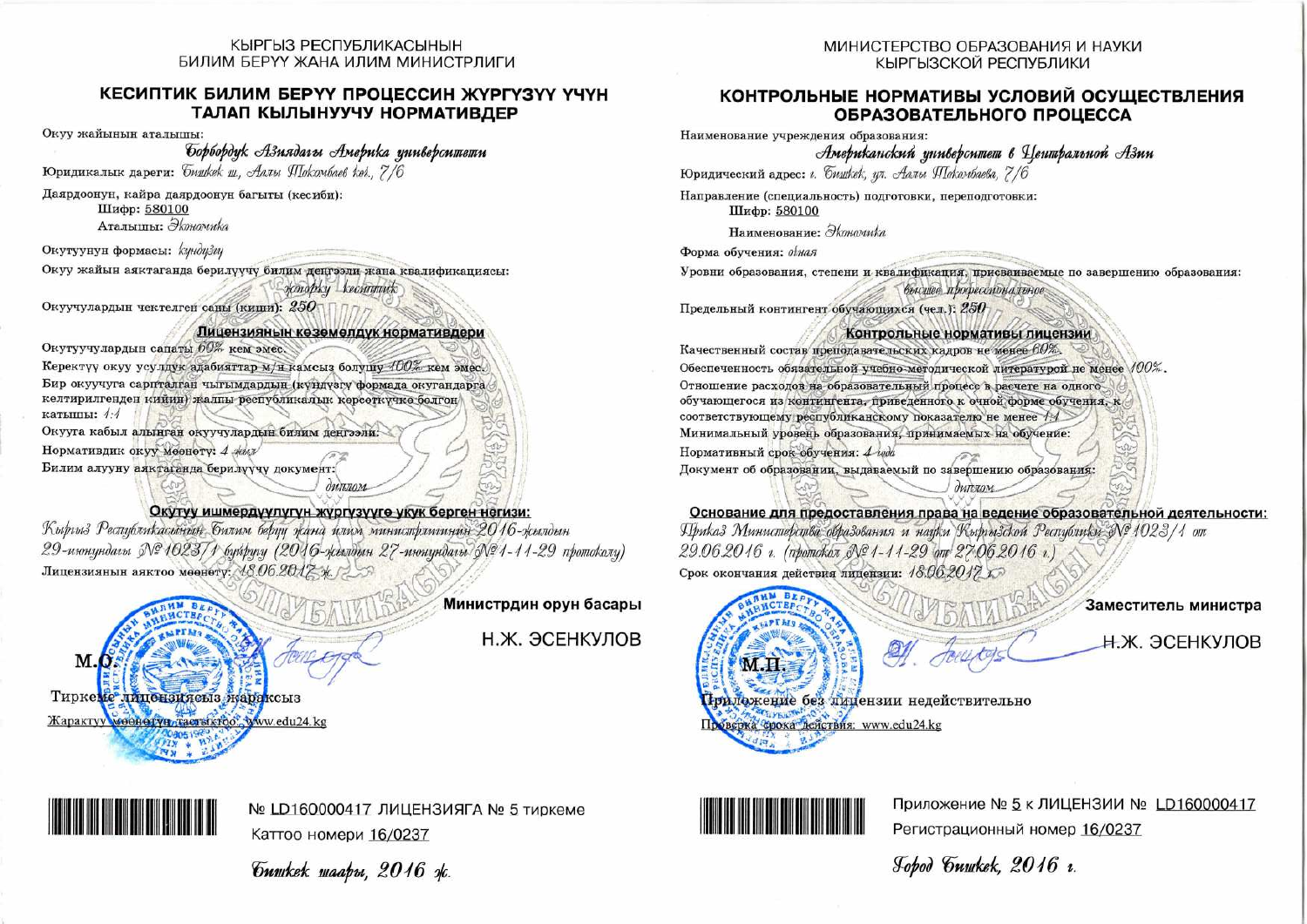КЫРГЫЗ РЕСПУБЛИКАСЫНЫН
БИЛИМ БЕРҮҮ ЖАНА ИЛИМ МИНИСТРЛИГИ

## КЕСИПТИК БИЛИМ БЕРҮҮ ПРОЦЕССИН ЖҮРГҮЗҮҮ ҮЧҮН ТАЛАП КЫЛЫНУУЧУ НОРМАТИВДЕР

Окуу жайынын аталышы: *Борбордук Азиядагы Америка университети*

Юридикалык дареги: *Бишкек ш., Аалы Токомбаев көч., 7/6*

Даярдоонун, кайра даярдоонун багыты (кесиби):

Шифр: 580100

Аталышы: *Экономика*

Окутуунун формасы: *күндүзгү*

Окуу жайын аяктаганда берилүүчү билим деңгээли жана квалификациясы: *жогорку кесиптик*

Окуучулардын чектелген саны (киши): *250*

### Лицензиянын көзөмөлдүк нормативдери

Окутуучулардын сапаты *60%* кем эмес.

Керектүү окуу усулдук адабияттар м/н камсыз болушу *100%* кем эмес.

Бир окуучуга сарпталган чыгымдардын (күндүзгү формада окугандарга келтирилгенден кийин) жалпы республикалык көрсөткүчкө болгон катышы: *1:1*

Окууга кабыл алынган окуучулардын билим деңгээли:

Нормативдик окуу мөөнөтү: *4 жыл*

Билим алууну аяктаганда берилүүчү документ: *диплом*

### Окутуу ишмердүүлүгүн жүргүзүүгө укук берген негизи:

*Кыргыз Республикасынын Билим берүү жана илим министрлигинин 2016-жылдын 29-июнундагы № 1023/1 буйругу (2016-жылдын 27-июнундагы № 1-11-29 протоколу)*

Лицензиянын аяктоо мөөнөтү: *18.06.2017 ж.*

Министрдин орун басары

Н.Ж. ЭСЕНКУЛОВ

М.О.

Тиркеме лицензиясыз жараксыз

Жарактуу мөөнөтүн тактоо: www.edu24.kg

№ LD160000417 ЛИЦЕНЗИЯГА № 5 тиркеме

Каттоо номери 16/0237

*Бишкек шаары, 2016 ж.*

---

МИНИСТЕРСТВО ОБРАЗОВАНИЯ И НАУКИ
КЫРГЫЗСКОЙ РЕСПУБЛИКИ

## КОНТРОЛЬНЫЕ НОРМАТИВЫ УСЛОВИЙ ОСУЩЕСТВЛЕНИЯ ОБРАЗОВАТЕЛЬНОГО ПРОЦЕССА

Наименование учреждения образования: *Американский университет в Центральной Азии*

Юридический адрес: *г. Бишкек, ул. Аалы Токомбаева, 7/6*

Направление (специальность) подготовки, переподготовки:

Шифр: 580100

Наименование: *Экономика*

Форма обучения: *очная*

Уровни образования, степени и квалификация, присваиваемые по завершению образования: *высшее профессиональное*

Предельный контингент обучающихся (чел.): *250*

### Контрольные нормативы лицензии

Качественный состав преподавательских кадров не менее *60%*.

Обеспеченность обязательной учебно-методической литературой не менее *100%*.

Отношение расходов на образовательный процесс в расчете на одного обучающегося из контингента, приведенного к очной форме обучения, к соответствующему республиканскому показателю не менее *1:1*

Минимальный уровень образования, принимаемых на обучение:

Нормативный срок обучения: *4 года*

Документ об образовании, выдаваемый по завершению образования: *диплом*

### Основание для предоставления права на ведение образовательной деятельности:

*Приказ Министерства образования и науки Кыргызской Республики № 1023/1 от 29.06.2016 г. (протокол № 1-11-29 от 27.06.2016 г.)*

Срок окончания действия лицензии: *18.06.2017 г.*

Заместитель министра

Н.Ж. ЭСЕНКУЛОВ

М.П.

Приложение без лицензии недействительно

Проверка срока действия: www.edu24.kg

Приложение № 5 к ЛИЦЕНЗИИ № LD160000417

Регистрационный номер 16/0237

*Город Бишкек, 2016 г.*